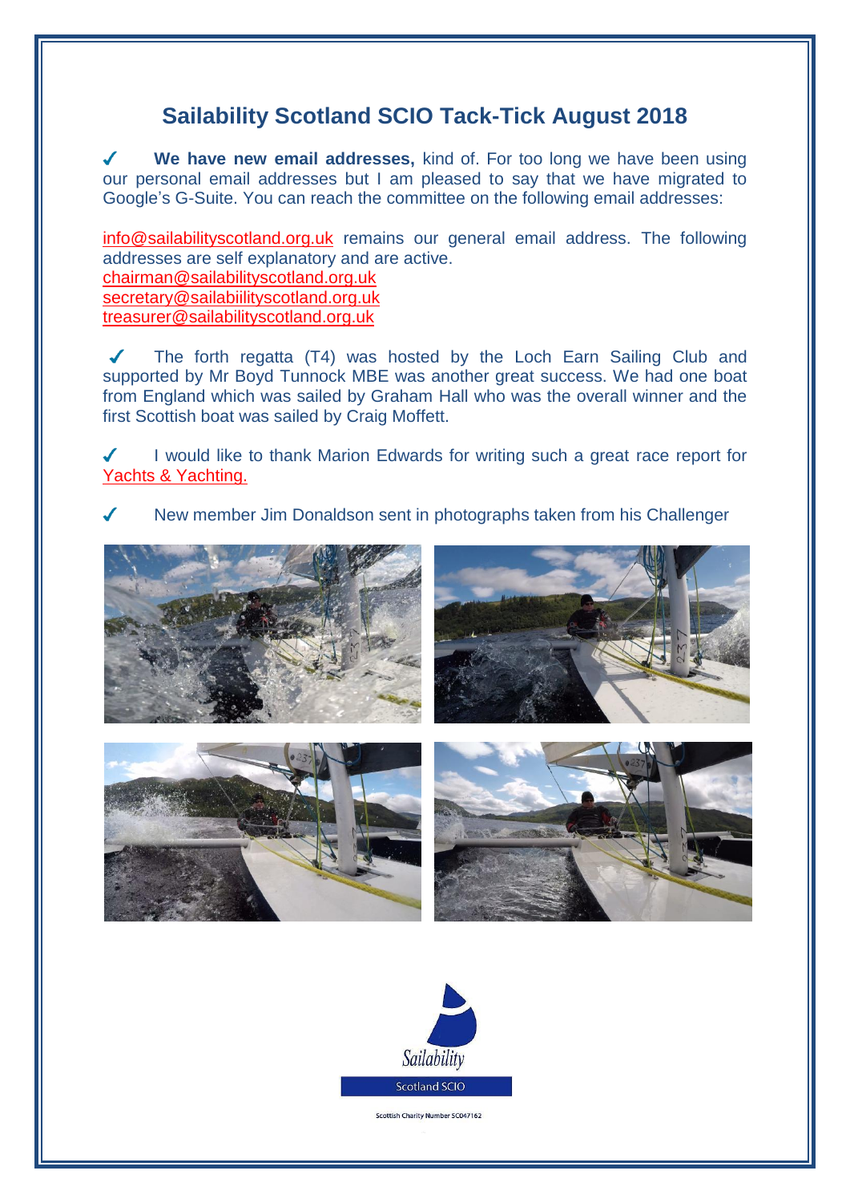# Sailability Scotland SCIO Tack-Tick August 2018

✓ **We have new email addresses,** kind of. For too long we have been using our personal email addresses but I am pleased to say that we have migrated to Google's G-Suite. You can reach the committee on the following email addresses:

info@sailabilityscotland.org.uk remains our general email address. The following addresses are self explanatory and are active.
chairman@sailabilityscotland.org.uk
secretary@sailabiilityscotland.org.uk
treasurer@sailabilityscotland.org.uk

✓ The forth regatta (T4) was hosted by the Loch Earn Sailing Club and supported by Mr Boyd Tunnock MBE was another great success. We had one boat from England which was sailed by Graham Hall who was the overall winner and the first Scottish boat was sailed by Craig Moffett.

✓ I would like to thank Marion Edwards for writing such a great race report for Yachts & Yachting.

✓ New member Jim Donaldson sent in photographs taken from his Challenger

Sailability

Scotland SCIO

Scottish Charity Number SC047162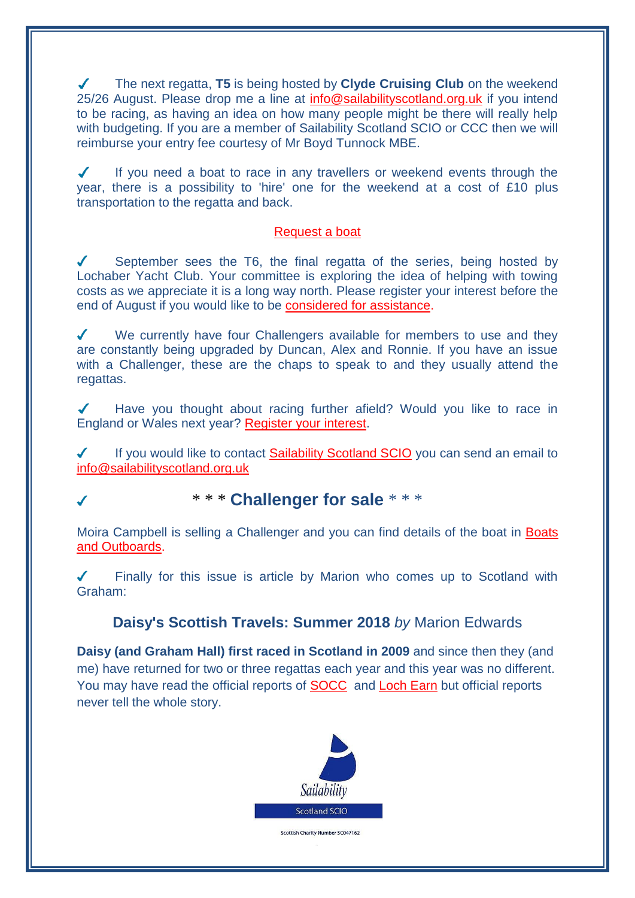✓ The next regatta, **T5** is being hosted by **Clyde Cruising Club** on the weekend 25/26 August. Please drop me a line at info@sailabilityscotland.org.uk if you intend to be racing, as having an idea on how many people might be there will really help with budgeting. If you are a member of Sailability Scotland SCIO or CCC then we will reimburse your entry fee courtesy of Mr Boyd Tunnock MBE.

✓ If you need a boat to race in any travellers or weekend events through the year, there is a possibility to 'hire' one for the weekend at a cost of £10 plus transportation to the regatta and back.

Request a boat

✓ September sees the T6, the final regatta of the series, being hosted by Lochaber Yacht Club. Your committee is exploring the idea of helping with towing costs as we appreciate it is a long way north. Please register your interest before the end of August if you would like to be considered for assistance.

✓ We currently have four Challengers available for members to use and they are constantly being upgraded by Duncan, Alex and Ronnie. If you have an issue with a Challenger, these are the chaps to speak to and they usually attend the regattas.

✓ Have you thought about racing further afield? Would you like to race in England or Wales next year? Register your interest.

✓ If you would like to contact Sailability Scotland SCIO you can send an email to info@sailabilityscotland.org.uk

✓ *** **Challenger for sale** ***

Moira Campbell is selling a Challenger and you can find details of the boat in Boats and Outboards.

✓ Finally for this issue is article by Marion who comes up to Scotland with Graham:

## Daisy's Scottish Travels: Summer 2018 *by* Marion Edwards

**Daisy (and Graham Hall) first raced in Scotland in 2009** and since then they (and me) have returned for two or three regattas each year and this year was no different. You may have read the official reports of SOCC and Loch Earn but official reports never tell the whole story.

Sailability

Scotland SCIO

Scottish Charity Number SC047162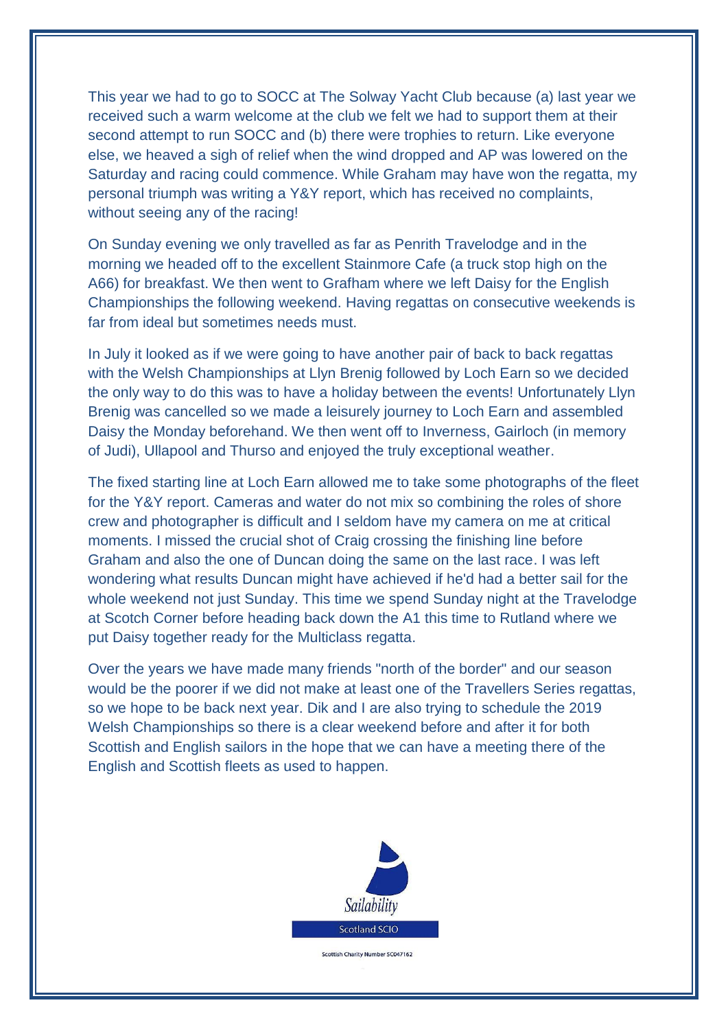This year we had to go to SOCC at The Solway Yacht Club because (a) last year we received such a warm welcome at the club we felt we had to support them at their second attempt to run SOCC and (b) there were trophies to return. Like everyone else, we heaved a sigh of relief when the wind dropped and AP was lowered on the Saturday and racing could commence. While Graham may have won the regatta, my personal triumph was writing a Y&Y report, which has received no complaints, without seeing any of the racing!

On Sunday evening we only travelled as far as Penrith Travelodge and in the morning we headed off to the excellent Stainmore Cafe (a truck stop high on the A66) for breakfast. We then went to Grafham where we left Daisy for the English Championships the following weekend. Having regattas on consecutive weekends is far from ideal but sometimes needs must.

In July it looked as if we were going to have another pair of back to back regattas with the Welsh Championships at Llyn Brenig followed by Loch Earn so we decided the only way to do this was to have a holiday between the events! Unfortunately Llyn Brenig was cancelled so we made a leisurely journey to Loch Earn and assembled Daisy the Monday beforehand. We then went off to Inverness, Gairloch (in memory of Judi), Ullapool and Thurso and enjoyed the truly exceptional weather.

The fixed starting line at Loch Earn allowed me to take some photographs of the fleet for the Y&Y report. Cameras and water do not mix so combining the roles of shore crew and photographer is difficult and I seldom have my camera on me at critical moments. I missed the crucial shot of Craig crossing the finishing line before Graham and also the one of Duncan doing the same on the last race. I was left wondering what results Duncan might have achieved if he'd had a better sail for the whole weekend not just Sunday. This time we spend Sunday night at the Travelodge at Scotch Corner before heading back down the A1 this time to Rutland where we put Daisy together ready for the Multiclass regatta.

Over the years we have made many friends "north of the border" and our season would be the poorer if we did not make at least one of the Travellers Series regattas, so we hope to be back next year. Dik and I are also trying to schedule the 2019 Welsh Championships so there is a clear weekend before and after it for both Scottish and English sailors in the hope that we can have a meeting there of the English and Scottish fleets as used to happen.

Sailability

Scotland SCIO

Scottish Charity Number SC047162